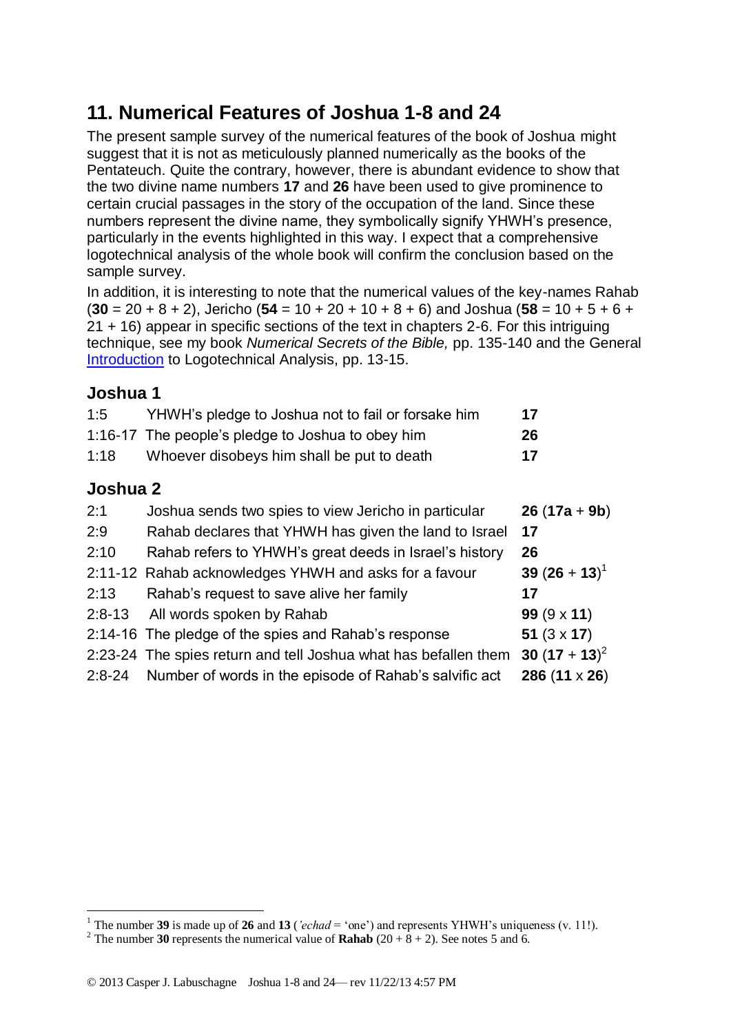## 11. Numerical Features of Joshua 1-8 and 24

The present sample survey of the numerical features of the book of Joshua might suggest that it is not as meticulously planned numerically as the books of the Pentateuch. Quite the contrary, however, there is abundant evidence to show that the two divine name numbers **17** and **26** have been used to give prominence to certain crucial passages in the story of the occupation of the land. Since these numbers represent the divine name, they symbolically signify YHWH's presence, particularly in the events highlighted in this way. I expect that a comprehensive logotechnical analysis of the whole book will confirm the conclusion based on the sample survey.

In addition, it is interesting to note that the numerical values of the key-names Rahab (**30** = 20 + 8 + 2), Jericho (**54** = 10 + 20 + 10 + 8 + 6) and Joshua (**58** = 10 + 5 + 6 + 21 + 16) appear in specific sections of the text in chapters 2-6. For this intriguing technique, see my book *Numerical Secrets of the Bible,* pp. 135-140 and the General Introduction to Logotechnical Analysis, pp. 13-15.

### Joshua 1

| | | |
|---|---|---|
| 1:5 | YHWH's pledge to Joshua not to fail or forsake him | **17** |
| 1:16-17 | The people's pledge to Joshua to obey him | **26** |
| 1:18 | Whoever disobeys him shall be put to death | **17** |

### Joshua 2

| | | |
|---|---|---|
| 2:1 | Joshua sends two spies to view Jericho in particular | **26** (**17a** + **9b**) |
| 2:9 | Rahab declares that YHWH has given the land to Israel | **17** |
| 2:10 | Rahab refers to YHWH's great deeds in Israel's history | **26** |
| 2:11-12 | Rahab acknowledges YHWH and asks for a favour | **39** (**26** + **13**)[1] |
| 2:13 | Rahab's request to save alive her family | **17** |
| 2:8-13 | All words spoken by Rahab | **99** (9 x **11**) |
| 2:14-16 | The pledge of the spies and Rahab's response | **51** (3 x **17**) |
| 2:23-24 | The spies return and tell Joshua what has befallen them | **30** (**17** + **13**)[2] |
| 2:8-24 | Number of words in the episode of Rahab's salvific act | **286** (**11** x **26**) |

[1] The number **39** is made up of **26** and **13** (*'echad* = 'one') and represents YHWH's uniqueness (v. 11!).

[2] The number **30** represents the numerical value of **Rahab** (20 + 8 + 2). See notes 5 and 6.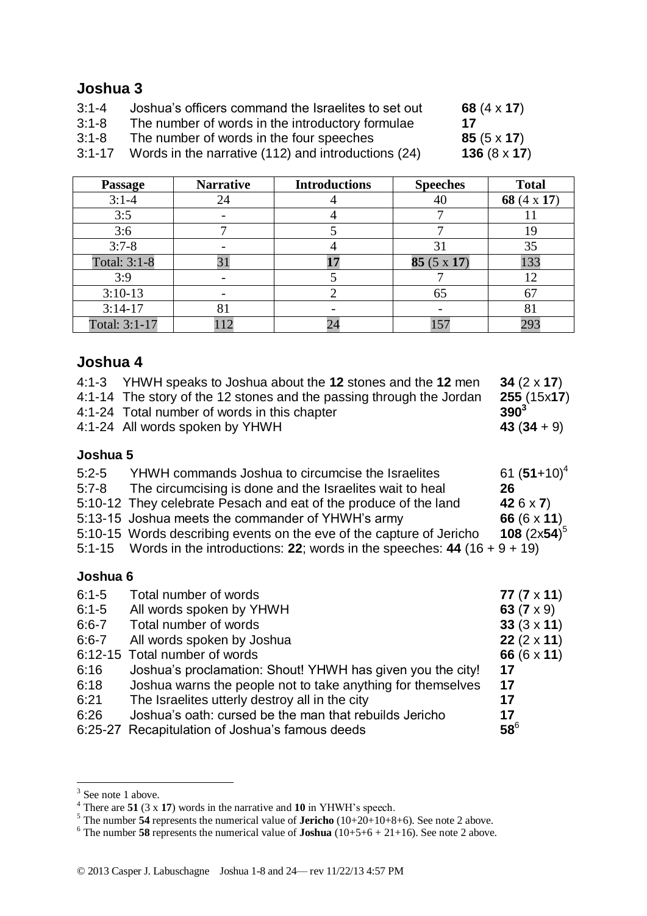## Joshua 3

| | | |
|---|---|---|
| 3:1-4 | Joshua's officers command the Israelites to set out | **68** (4 x **17**) |
| 3:1-8 | The number of words in the introductory formulae | **17** |
| 3:1-8 | The number of words in the four speeches | **85** (5 x **17**) |
| 3:1-17 | Words in the narrative (112) and introductions (24) | **136** (8 x **17**) |

| Passage | Narrative | Introductions | Speeches | Total |
|---|---|---|---|---|
| 3:1-4 | 24 | 4 | 40 | **68** (4 x **17**) |
| 3:5 | - | 4 | 7 | 11 |
| 3:6 | 7 | 5 | 7 | 19 |
| 3:7-8 | - | 4 | 31 | 35 |
| Total: 3:1-8 | 31 | **17** | **85** (5 x **17**) | 133 |
| 3:9 | - | 5 | 7 | 12 |
| 3:10-13 | - | 2 | 65 | 67 |
| 3:14-17 | 81 | - | - | 81 |
| Total: 3:1-17 | 112 | 24 | 157 | 293 |

## Joshua 4

| | | |
|---|---|---|
| 4:1-3 | YHWH speaks to Joshua about the **12** stones and the **12** men | **34** (2 x **17**) |
| 4:1-14 | The story of the 12 stones and the passing through the Jordan | **255** (15x**17**) |
| 4:1-24 | Total number of words in this chapter | **390**[3] |
| 4:1-24 | All words spoken by YHWH | **43** (**34** + 9) |

### Joshua 5

| | | |
|---|---|---|
| 5:2-5 | YHWH commands Joshua to circumcise the Israelites | 61 (**51**+10)[4] |
| 5:7-8 | The circumcising is done and the Israelites wait to heal | **26** |
| 5:10-12 | They celebrate Pesach and eat of the produce of the land | **42** 6 x **7**) |
| 5:13-15 | Joshua meets the commander of YHWH's army | **66** (6 x **11**) |
| 5:10-15 | Words describing events on the eve of the capture of Jericho | **108** (2x**54**)[5] |

5:1-15 Words in the introductions: **22**; words in the speeches: **44** (16 + 9 + 19)

### Joshua 6

| | | |
|---|---|---|
| 6:1-5 | Total number of words | **77** (**7** x **11**) |
| 6:1-5 | All words spoken by YHWH | **63** (**7** x 9) |
| 6:6-7 | Total number of words | **33** (3 x **11**) |
| 6:6-7 | All words spoken by Joshua | **22** (2 x **11**) |
| 6:12-15 | Total number of words | **66** (6 x **11**) |
| 6:16 | Joshua's proclamation: Shout! YHWH has given you the city! | **17** |
| 6:18 | Joshua warns the people not to take anything for themselves | **17** |
| 6:21 | The Israelites utterly destroy all in the city | **17** |
| 6:26 | Joshua's oath: cursed be the man that rebuilds Jericho | **17** |
| 6:25-27 | Recapitulation of Joshua's famous deeds | **58**[6] |

---

[3] See note 1 above.

[4] There are **51** (3 x **17**) words in the narrative and **10** in YHWH's speech.

[5] The number **54** represents the numerical value of **Jericho** (10+20+10+8+6). See note 2 above.

[6] The number **58** represents the numerical value of **Joshua** (10+5+6 + 21+16). See note 2 above.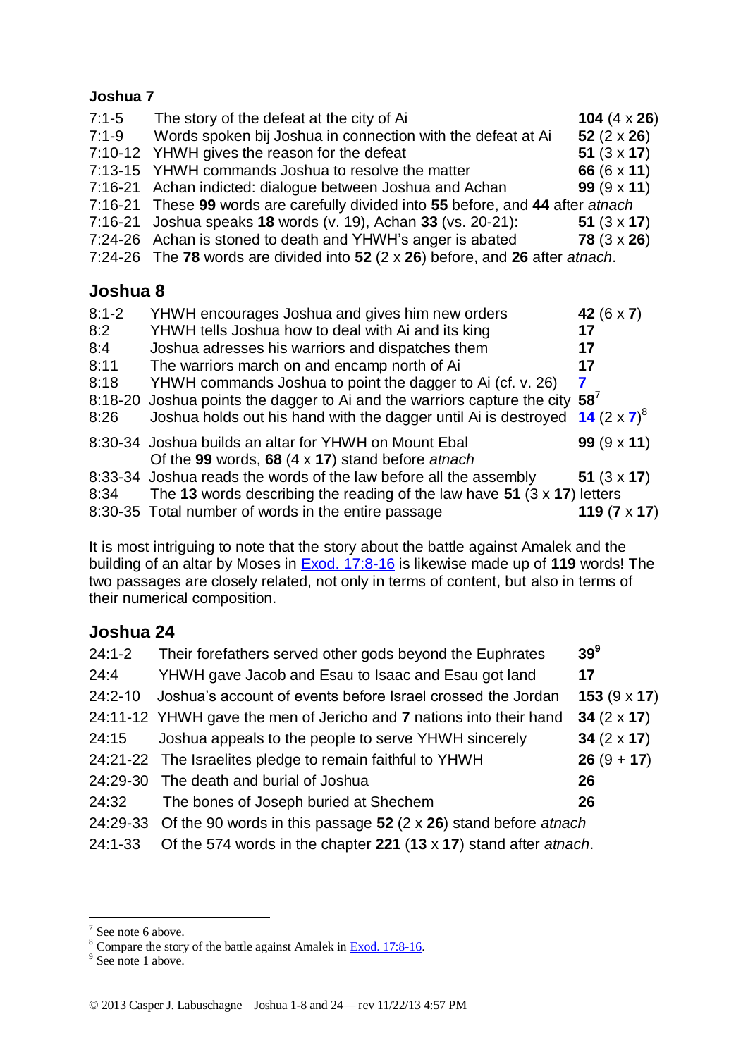### Joshua 7

| | | |
|---|---|---|
| 7:1-5 | The story of the defeat at the city of Ai | **104** (4 x **26**) |
| 7:1-9 | Words spoken bij Joshua in connection with the defeat at Ai | **52** (2 x **26**) |
| 7:10-12 | YHWH gives the reason for the defeat | **51** (3 x **17**) |
| 7:13-15 | YHWH commands Joshua to resolve the matter | **66** (6 x **11**) |
| 7:16-21 | Achan indicted: dialogue between Joshua and Achan | **99** (9 x **11**) |
| 7:16-21 | These **99** words are carefully divided into **55** before, and **44** after *atnach* | |
| 7:16-21 | Joshua speaks **18** words (v. 19), Achan **33** (vs. 20-21): | **51** (3 x **17**) |
| 7:24-26 | Achan is stoned to death and YHWH's anger is abated | **78** (3 x **26**) |
| 7:24-26 | The **78** words are divided into **52** (2 x **26**) before, and **26** after *atnach*. | |

## Joshua 8

| | | |
|---|---|---|
| 8:1-2 | YHWH encourages Joshua and gives him new orders | **42** (6 x **7**) |
| 8:2 | YHWH tells Joshua how to deal with Ai and its king | **17** |
| 8:4 | Joshua adresses his warriors and dispatches them | **17** |
| 8:11 | The warriors march on and encamp north of Ai | **17** |
| 8:18 | YHWH commands Joshua to point the dagger to Ai (cf. v. 26) | **7** |
| 8:18-20 | Joshua points the dagger to Ai and the warriors capture the city | **58**[7] |
| 8:26 | Joshua holds out his hand with the dagger until Ai is destroyed | **14** (2 x **7**)[8] |
| 8:30-34 | Joshua builds an altar for YHWH on Mount Ebal<br>Of the **99** words, **68** (4 x **17**) stand before *atnach* | **99** (9 x **11**) |
| 8:33-34 | Joshua reads the words of the law before all the assembly | **51** (3 x **17**) |
| 8:34 | The **13** words describing the reading of the law have **51** (3 x **17**) letters | |
| 8:30-35 | Total number of words in the entire passage | **119** (**7** x **17**) |

It is most intriguing to note that the story about the battle against Amalek and the building of an altar by Moses in Exod. 17:8-16 is likewise made up of **119** words! The two passages are closely related, not only in terms of content, but also in terms of their numerical composition.

## Joshua 24

| | | |
|---|---|---|
| 24:1-2 | Their forefathers served other gods beyond the Euphrates | **39**[9] |
| 24:4 | YHWH gave Jacob and Esau to Isaac and Esau got land | **17** |
| 24:2-10 | Joshua's account of events before Israel crossed the Jordan | **153** (9 x **17**) |
| 24:11-12 | YHWH gave the men of Jericho and **7** nations into their hand | **34** (2 x **17**) |
| 24:15 | Joshua appeals to the people to serve YHWH sincerely | **34** (2 x **17**) |
| 24:21-22 | The Israelites pledge to remain faithful to YHWH | **26** (9 + **17**) |
| 24:29-30 | The death and burial of Joshua | **26** |
| 24:32 | The bones of Joseph buried at Shechem | **26** |
| 24:29-33 | Of the 90 words in this passage **52** (2 x **26**) stand before *atnach* | |
| 24:1-33 | Of the 574 words in the chapter **221** (**13** x **17**) stand after *atnach*. | |

---

[7] See note 6 above.
[8] Compare the story of the battle against Amalek in Exod. 17:8-16.
[9] See note 1 above.